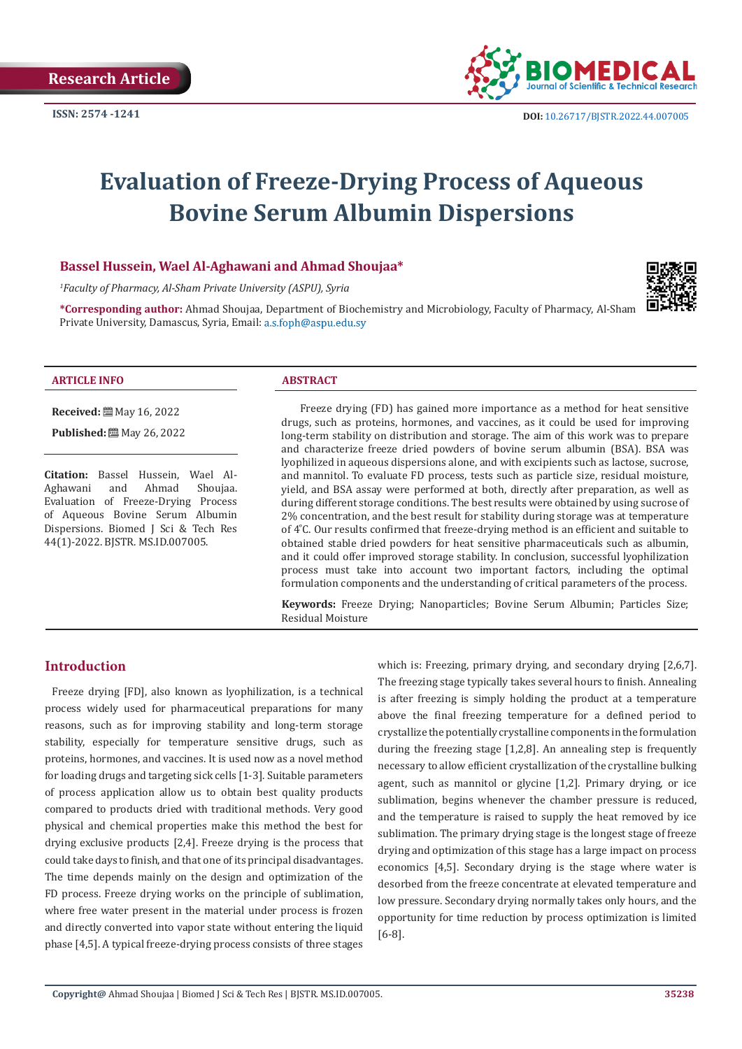Research Article

ISSN: 2574 -1241

DOI: 10.26717/BJSTR.2022.44.007005

# Evaluation of Freeze-Drying Process of Aqueous Bovine Serum Albumin Dispersions

**Bassel Hussein, Wael Al-Aghawani and Ahmad Shoujaa***

*[1]Faculty of Pharmacy, Al-Sham Private University (ASPU), Syria*

**\*Corresponding author:** Ahmad Shoujaa, Department of Biochemistry and Microbiology, Faculty of Pharmacy, Al-Sham Private University, Damascus, Syria, Email: a.s.foph@aspu.edu.sy

**ARTICLE INFO**

**Received:** May 16, 2022

**Published:** May 26, 2022

**Citation:** Bassel Hussein, Wael Al-Aghawani and Ahmad Shoujaa. Evaluation of Freeze-Drying Process of Aqueous Bovine Serum Albumin Dispersions. Biomed J Sci & Tech Res 44(1)-2022. BJSTR. MS.ID.007005.

**ABSTRACT**

Freeze drying (FD) has gained more importance as a method for heat sensitive drugs, such as proteins, hormones, and vaccines, as it could be used for improving long-term stability on distribution and storage. The aim of this work was to prepare and characterize freeze dried powders of bovine serum albumin (BSA). BSA was lyophilized in aqueous dispersions alone, and with excipients such as lactose, sucrose, and mannitol. To evaluate FD process, tests such as particle size, residual moisture, yield, and BSA assay were performed at both, directly after preparation, as well as during different storage conditions. The best results were obtained by using sucrose of 2% concentration, and the best result for stability during storage was at temperature of 4°C. Our results confirmed that freeze-drying method is an efficient and suitable to obtained stable dried powders for heat sensitive pharmaceuticals such as albumin, and it could offer improved storage stability. In conclusion, successful lyophilization process must take into account two important factors, including the optimal formulation components and the understanding of critical parameters of the process.

**Keywords:** Freeze Drying; Nanoparticles; Bovine Serum Albumin; Particles Size; Residual Moisture

## Introduction

Freeze drying [FD], also known as lyophilization, is a technical process widely used for pharmaceutical preparations for many reasons, such as for improving stability and long-term storage stability, especially for temperature sensitive drugs, such as proteins, hormones, and vaccines. It is used now as a novel method for loading drugs and targeting sick cells [1-3]. Suitable parameters of process application allow us to obtain best quality products compared to products dried with traditional methods. Very good physical and chemical properties make this method the best for drying exclusive products [2,4]. Freeze drying is the process that could take days to finish, and that one of its principal disadvantages. The time depends mainly on the design and optimization of the FD process. Freeze drying works on the principle of sublimation, where free water present in the material under process is frozen and directly converted into vapor state without entering the liquid phase [4,5]. A typical freeze-drying process consists of three stages which is: Freezing, primary drying, and secondary drying [2,6,7]. The freezing stage typically takes several hours to finish. Annealing is after freezing is simply holding the product at a temperature above the final freezing temperature for a defined period to crystallize the potentially crystalline components in the formulation during the freezing stage [1,2,8]. An annealing step is frequently necessary to allow efficient crystallization of the crystalline bulking agent, such as mannitol or glycine [1,2]. Primary drying, or ice sublimation, begins whenever the chamber pressure is reduced, and the temperature is raised to supply the heat removed by ice sublimation. The primary drying stage is the longest stage of freeze drying and optimization of this stage has a large impact on process economics [4,5]. Secondary drying is the stage where water is desorbed from the freeze concentrate at elevated temperature and low pressure. Secondary drying normally takes only hours, and the opportunity for time reduction by process optimization is limited [6-8].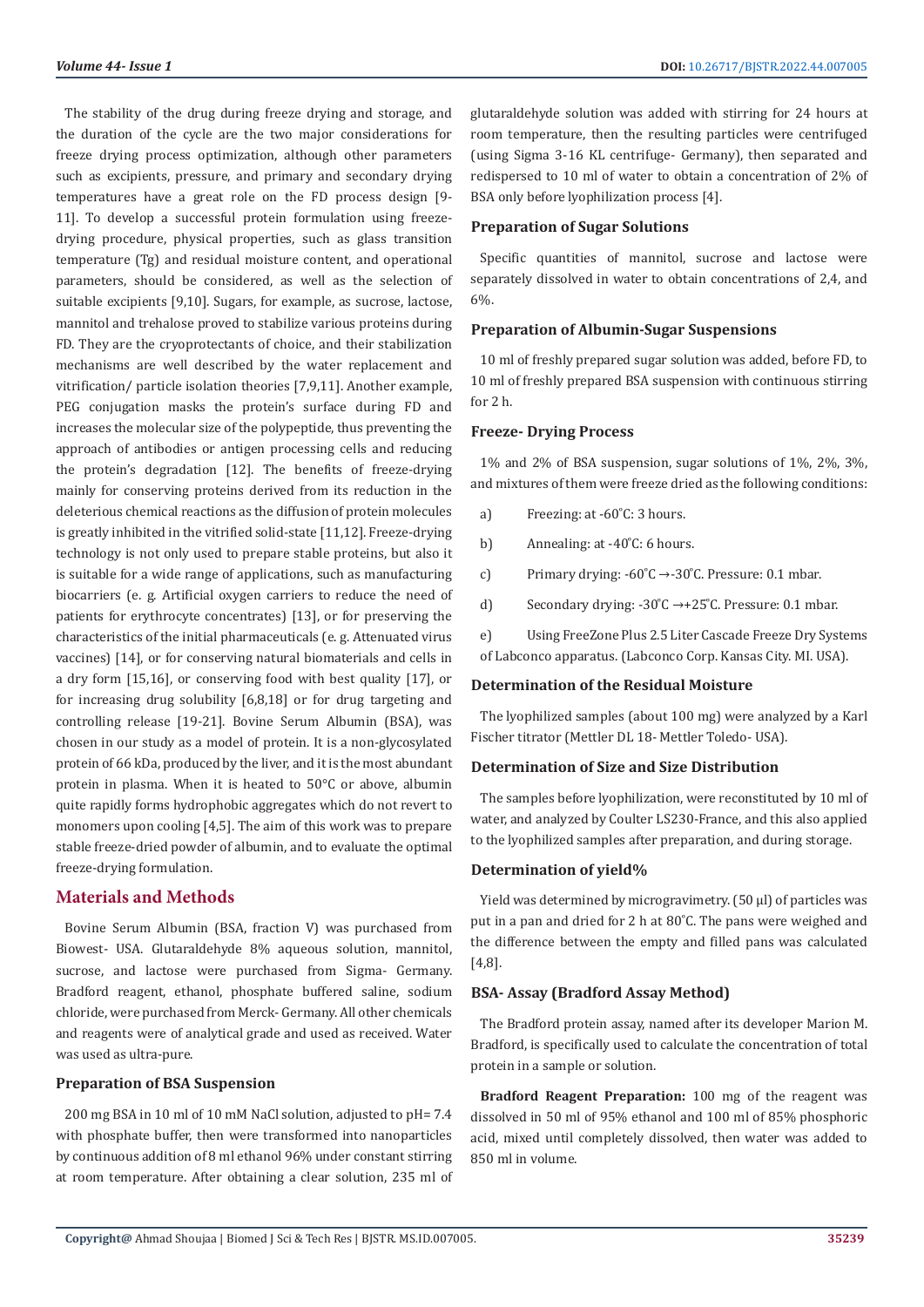The stability of the drug during freeze drying and storage, and the duration of the cycle are the two major considerations for freeze drying process optimization, although other parameters such as excipients, pressure, and primary and secondary drying temperatures have a great role on the FD process design [9-11]. To develop a successful protein formulation using freeze-drying procedure, physical properties, such as glass transition temperature (Tg) and residual moisture content, and operational parameters, should be considered, as well as the selection of suitable excipients [9,10]. Sugars, for example, as sucrose, lactose, mannitol and trehalose proved to stabilize various proteins during FD. They are the cryoprotectants of choice, and their stabilization mechanisms are well described by the water replacement and vitrification/ particle isolation theories [7,9,11]. Another example, PEG conjugation masks the protein's surface during FD and increases the molecular size of the polypeptide, thus preventing the approach of antibodies or antigen processing cells and reducing the protein's degradation [12]. The benefits of freeze-drying mainly for conserving proteins derived from its reduction in the deleterious chemical reactions as the diffusion of protein molecules is greatly inhibited in the vitrified solid-state [11,12]. Freeze-drying technology is not only used to prepare stable proteins, but also it is suitable for a wide range of applications, such as manufacturing biocarriers (e. g. Artificial oxygen carriers to reduce the need of patients for erythrocyte concentrates) [13], or for preserving the characteristics of the initial pharmaceuticals (e. g. Attenuated virus vaccines) [14], or for conserving natural biomaterials and cells in a dry form [15,16], or conserving food with best quality [17], or for increasing drug solubility [6,8,18] or for drug targeting and controlling release [19-21]. Bovine Serum Albumin (BSA), was chosen in our study as a model of protein. It is a non-glycosylated protein of 66 kDa, produced by the liver, and it is the most abundant protein in plasma. When it is heated to 50°C or above, albumin quite rapidly forms hydrophobic aggregates which do not revert to monomers upon cooling [4,5]. The aim of this work was to prepare stable freeze-dried powder of albumin, and to evaluate the optimal freeze-drying formulation.

## Materials and Methods

Bovine Serum Albumin (BSA, fraction V) was purchased from Biowest- USA. Glutaraldehyde 8% aqueous solution, mannitol, sucrose, and lactose were purchased from Sigma- Germany. Bradford reagent, ethanol, phosphate buffered saline, sodium chloride, were purchased from Merck- Germany. All other chemicals and reagents were of analytical grade and used as received. Water was used as ultra-pure.

### Preparation of BSA Suspension

200 mg BSA in 10 ml of 10 mM NaCl solution, adjusted to pH= 7.4 with phosphate buffer, then were transformed into nanoparticles by continuous addition of 8 ml ethanol 96% under constant stirring at room temperature. After obtaining a clear solution, 235 ml of glutaraldehyde solution was added with stirring for 24 hours at room temperature, then the resulting particles were centrifuged (using Sigma 3-16 KL centrifuge- Germany), then separated and redispersed to 10 ml of water to obtain a concentration of 2% of BSA only before lyophilization process [4].

### Preparation of Sugar Solutions

Specific quantities of mannitol, sucrose and lactose were separately dissolved in water to obtain concentrations of 2,4, and 6%.

### Preparation of Albumin-Sugar Suspensions

10 ml of freshly prepared sugar solution was added, before FD, to 10 ml of freshly prepared BSA suspension with continuous stirring for 2 h.

### Freeze- Drying Process

1% and 2% of BSA suspension, sugar solutions of 1%, 2%, 3%, and mixtures of them were freeze dried as the following conditions:

a) Freezing: at -60°C: 3 hours.

b) Annealing: at -40°C: 6 hours.

c) Primary drying: -60°C →-30°C. Pressure: 0.1 mbar.

d) Secondary drying: -30°C →+25°C. Pressure: 0.1 mbar.

e) Using FreeZone Plus 2.5 Liter Cascade Freeze Dry Systems of Labconco apparatus. (Labconco Corp. Kansas City. MI. USA).

### Determination of the Residual Moisture

The lyophilized samples (about 100 mg) were analyzed by a Karl Fischer titrator (Mettler DL 18- Mettler Toledo- USA).

### Determination of Size and Size Distribution

The samples before lyophilization, were reconstituted by 10 ml of water, and analyzed by Coulter LS230-France, and this also applied to the lyophilized samples after preparation, and during storage.

### Determination of yield%

Yield was determined by microgravimetry. (50 µl) of particles was put in a pan and dried for 2 h at 80°C. The pans were weighed and the difference between the empty and filled pans was calculated [4,8].

### BSA- Assay (Bradford Assay Method)

The Bradford protein assay, named after its developer Marion M. Bradford, is specifically used to calculate the concentration of total protein in a sample or solution.

**Bradford Reagent Preparation:** 100 mg of the reagent was dissolved in 50 ml of 95% ethanol and 100 ml of 85% phosphoric acid, mixed until completely dissolved, then water was added to 850 ml in volume.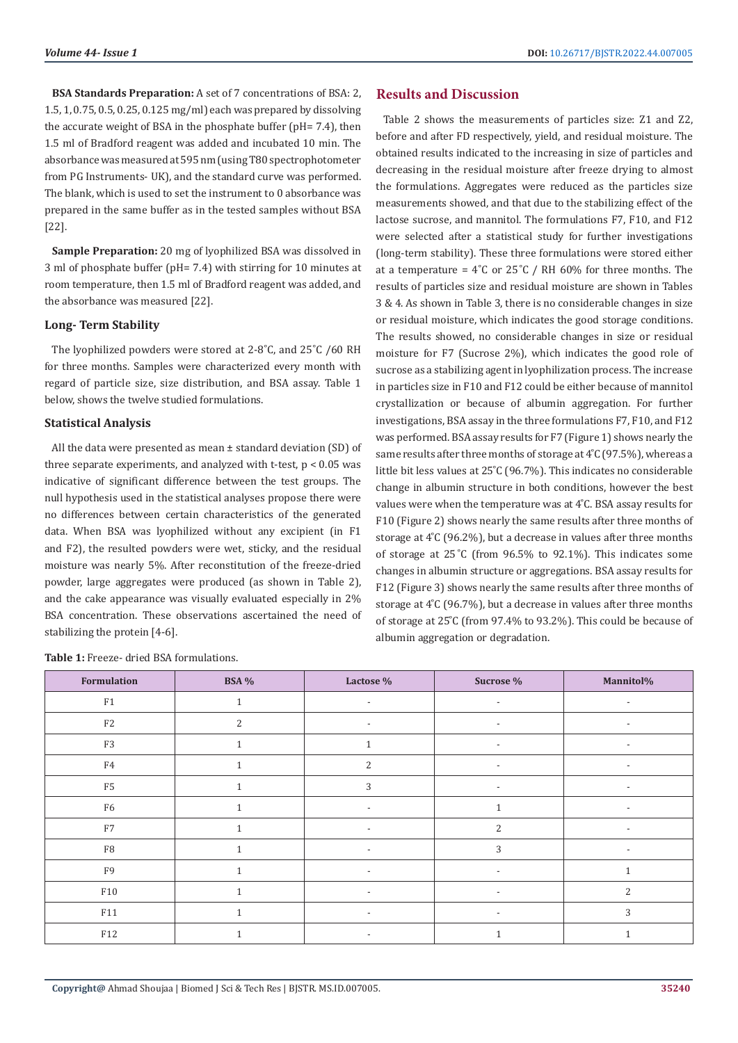**BSA Standards Preparation:** A set of 7 concentrations of BSA: 2, 1.5, 1, 0.75, 0.5, 0.25, 0.125 mg/ml) each was prepared by dissolving the accurate weight of BSA in the phosphate buffer (pH= 7.4), then 1.5 ml of Bradford reagent was added and incubated 10 min. The absorbance was measured at 595 nm (using T80 spectrophotometer from PG Instruments- UK), and the standard curve was performed. The blank, which is used to set the instrument to 0 absorbance was prepared in the same buffer as in the tested samples without BSA [22].

**Sample Preparation:** 20 mg of lyophilized BSA was dissolved in 3 ml of phosphate buffer (pH= 7.4) with stirring for 10 minutes at room temperature, then 1.5 ml of Bradford reagent was added, and the absorbance was measured [22].

### Long- Term Stability

The lyophilized powders were stored at 2-8˚C, and 25˚C /60 RH for three months. Samples were characterized every month with regard of particle size, size distribution, and BSA assay. Table 1 below, shows the twelve studied formulations.

### Statistical Analysis

All the data were presented as mean ± standard deviation (SD) of three separate experiments, and analyzed with t-test, $p < 0.05$ was indicative of significant difference between the test groups. The null hypothesis used in the statistical analyses propose there were no differences between certain characteristics of the generated data. When BSA was lyophilized without any excipient (in F1 and F2), the resulted powders were wet, sticky, and the residual moisture was nearly 5%. After reconstitution of the freeze-dried powder, large aggregates were produced (as shown in Table 2), and the cake appearance was visually evaluated especially in 2% BSA concentration. These observations ascertained the need of stabilizing the protein [4-6].

## Results and Discussion

Table 2 shows the measurements of particles size: Z1 and Z2, before and after FD respectively, yield, and residual moisture. The obtained results indicated to the increasing in size of particles and decreasing in the residual moisture after freeze drying to almost the formulations. Aggregates were reduced as the particles size measurements showed, and that due to the stabilizing effect of the lactose sucrose, and mannitol. The formulations F7, F10, and F12 were selected after a statistical study for further investigations (long-term stability). These three formulations were stored either at a temperature = 4˚C or 25˚C / RH 60% for three months. The results of particles size and residual moisture are shown in Tables 3 & 4. As shown in Table 3, there is no considerable changes in size or residual moisture, which indicates the good storage conditions. The results showed, no considerable changes in size or residual moisture for F7 (Sucrose 2%), which indicates the good role of sucrose as a stabilizing agent in lyophilization process. The increase in particles size in F10 and F12 could be either because of mannitol crystallization or because of albumin aggregation. For further investigations, BSA assay in the three formulations F7, F10, and F12 was performed. BSA assay results for F7 (Figure 1) shows nearly the same results after three months of storage at 4˚C (97.5%), whereas a little bit less values at 25˚C (96.7%). This indicates no considerable change in albumin structure in both conditions, however the best values were when the temperature was at 4˚C. BSA assay results for F10 (Figure 2) shows nearly the same results after three months of storage at 4˚C (96.2%), but a decrease in values after three months of storage at 25˚C (from 96.5% to 92.1%). This indicates some changes in albumin structure or aggregations. BSA assay results for F12 (Figure 3) shows nearly the same results after three months of storage at 4˚C (96.7%), but a decrease in values after three months of storage at 25˚C (from 97.4% to 93.2%). This could be because of albumin aggregation or degradation.

**Table 1:** Freeze- dried BSA formulations.

| Formulation | BSA % | Lactose % | Sucrose % | Mannitol% |
|---|---|---|---|---|
| F1 | 1 | - | - | - |
| F2 | 2 | - | - | - |
| F3 | 1 | 1 | - | - |
| F4 | 1 | 2 | - | - |
| F5 | 1 | 3 | - | - |
| F6 | 1 | - | 1 | - |
| F7 | 1 | - | 2 | - |
| F8 | 1 | - | 3 | - |
| F9 | 1 | - | - | 1 |
| F10 | 1 | - | - | 2 |
| F11 | 1 | - | - | 3 |
| F12 | 1 | - | 1 | 1 |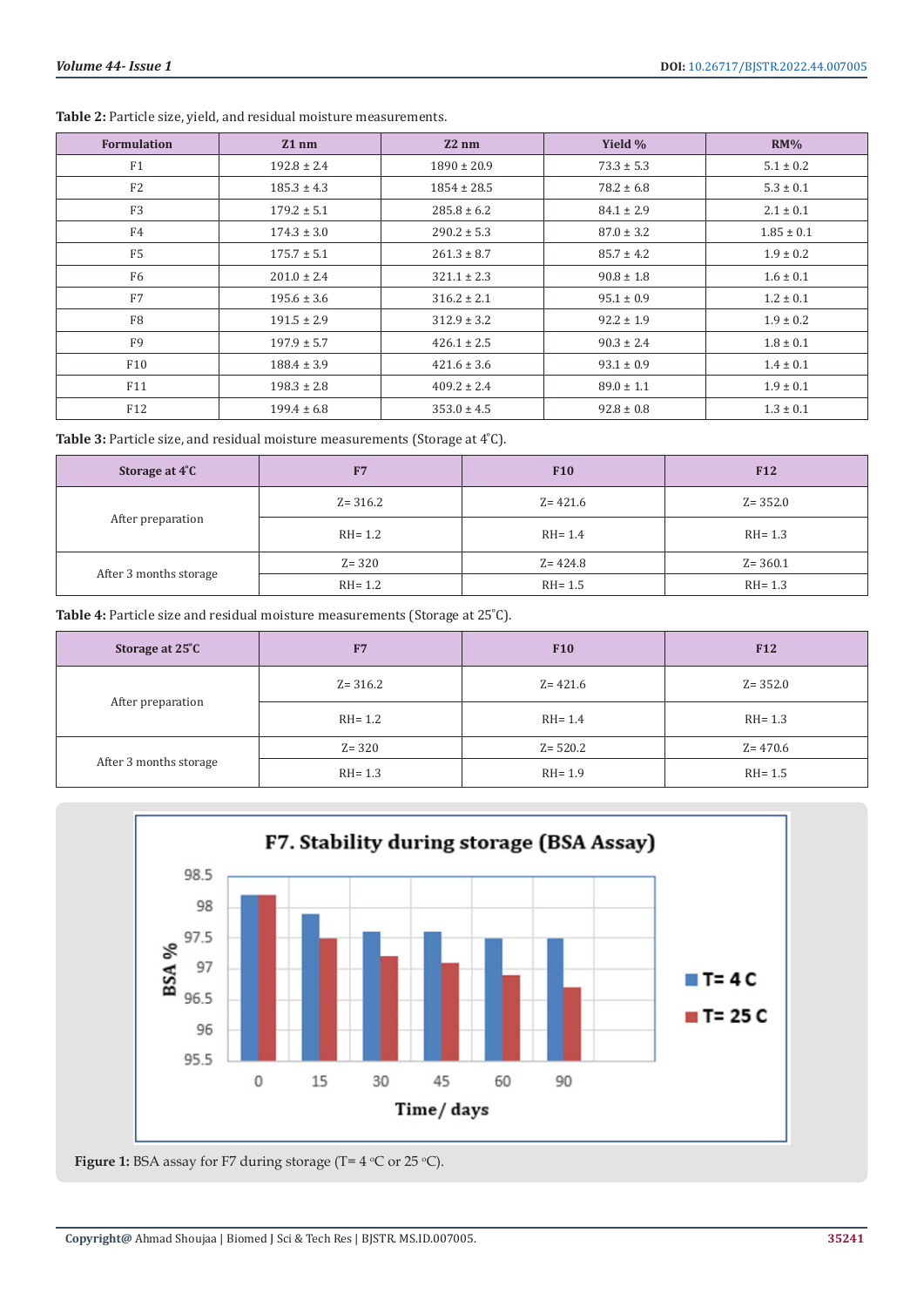**Table 2:** Particle size, yield, and residual moisture measurements.

| Formulation | Z1 nm | Z2 nm | Yield % | RM% |
|---|---|---|---|---|
| F1 | 192.8 ± 2.4 | 1890 ± 20.9 | 73.3 ± 5.3 | 5.1 ± 0.2 |
| F2 | 185.3 ± 4.3 | 1854 ± 28.5 | 78.2 ± 6.8 | 5.3 ± 0.1 |
| F3 | 179.2 ± 5.1 | 285.8 ± 6.2 | 84.1 ± 2.9 | 2.1 ± 0.1 |
| F4 | 174.3 ± 3.0 | 290.2 ± 5.3 | 87.0 ± 3.2 | 1.85 ± 0.1 |
| F5 | 175.7 ± 5.1 | 261.3 ± 8.7 | 85.7 ± 4.2 | 1.9 ± 0.2 |
| F6 | 201.0 ± 2.4 | 321.1 ± 2.3 | 90.8 ± 1.8 | 1.6 ± 0.1 |
| F7 | 195.6 ± 3.6 | 316.2 ± 2.1 | 95.1 ± 0.9 | 1.2 ± 0.1 |
| F8 | 191.5 ± 2.9 | 312.9 ± 3.2 | 92.2 ± 1.9 | 1.9 ± 0.2 |
| F9 | 197.9 ± 5.7 | 426.1 ± 2.5 | 90.3 ± 2.4 | 1.8 ± 0.1 |
| F10 | 188.4 ± 3.9 | 421.6 ± 3.6 | 93.1 ± 0.9 | 1.4 ± 0.1 |
| F11 | 198.3 ± 2.8 | 409.2 ± 2.4 | 89.0 ± 1.1 | 1.9 ± 0.1 |
| F12 | 199.4 ± 6.8 | 353.0 ± 4.5 | 92.8 ± 0.8 | 1.3 ± 0.1 |

**Table 3:** Particle size, and residual moisture measurements (Storage at 4°C).

| Storage at 4°C | F7 | F10 | F12 |
|---|---|---|---|
| After preparation | Z= 316.2 | Z= 421.6 | Z= 352.0 |
| | RH= 1.2 | RH= 1.4 | RH= 1.3 |
| After 3 months storage | Z= 320 | Z= 424.8 | Z= 360.1 |
| | RH= 1.2 | RH= 1.5 | RH= 1.3 |

**Table 4:** Particle size and residual moisture measurements (Storage at 25°C).

| Storage at 25°C | F7 | F10 | F12 |
|---|---|---|---|
| After preparation | Z= 316.2 | Z= 421.6 | Z= 352.0 |
| | RH= 1.2 | RH= 1.4 | RH= 1.3 |
| After 3 months storage | Z= 320 | Z= 520.2 | Z= 470.6 |
| | RH= 1.3 | RH= 1.9 | RH= 1.5 |

**Figure 1:** BSA assay for F7 during storage (T= 4 °C or 25 °C).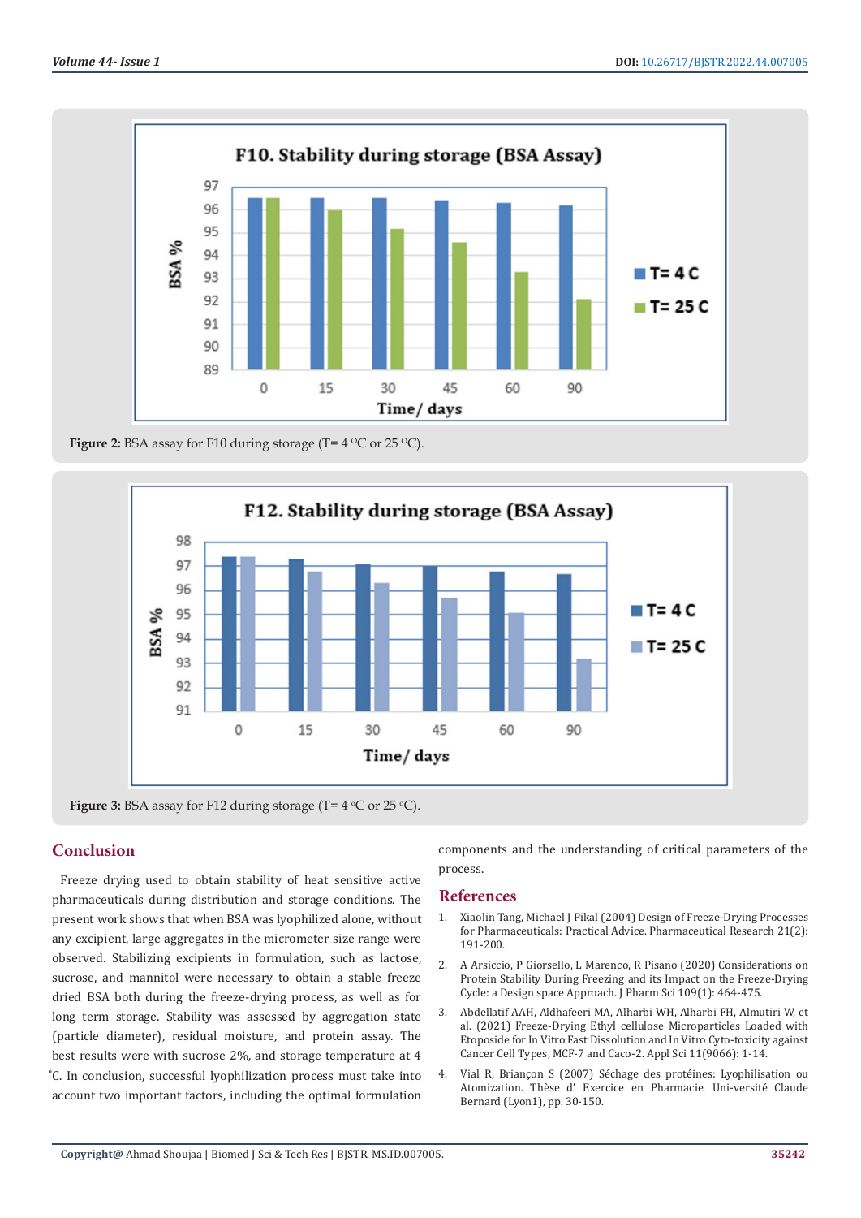Figure 2: BSA assay for F10 during storage (T= 4 °C or 25 °C).

Figure 3: BSA assay for F12 during storage (T= 4 °C or 25 °C).

## Conclusion

Freeze drying used to obtain stability of heat sensitive active pharmaceuticals during distribution and storage conditions. The present work shows that when BSA was lyophilized alone, without any excipient, large aggregates in the micrometer size range were observed. Stabilizing excipients in formulation, such as lactose, sucrose, and mannitol were necessary to obtain a stable freeze dried BSA both during the freeze-drying process, as well as for long term storage. Stability was assessed by aggregation state (particle diameter), residual moisture, and protein assay. The best results were with sucrose 2%, and storage temperature at 4 °C. In conclusion, successful lyophilization process must take into account two important factors, including the optimal formulation components and the understanding of critical parameters of the process.

## References

1. Xiaolin Tang, Michael J Pikal (2004) Design of Freeze-Drying Processes for Pharmaceuticals: Practical Advice. Pharmaceutical Research 21(2): 191-200.
2. A Arsiccio, P Giorsello, L Marenco, R Pisano (2020) Considerations on Protein Stability During Freezing and its Impact on the Freeze-Drying Cycle: a Design space Approach. J Pharm Sci 109(1): 464-475.
3. Abdellatif AAH, Aldhafeeri MA, Alharbi WH, Alharbi FH, Almutiri W, et al. (2021) Freeze-Drying Ethyl cellulose Microparticles Loaded with Etoposide for In Vitro Fast Dissolution and In Vitro Cyto-toxicity against Cancer Cell Types, MCF-7 and Caco-2. Appl Sci 11(9066): 1-14.
4. Vial R, Briançon S (2007) Séchage des protéines: Lyophilisation ou Atomization. Thèse d' Exercice en Pharmacie. Uni-versité Claude Bernard (Lyon1), pp. 30-150.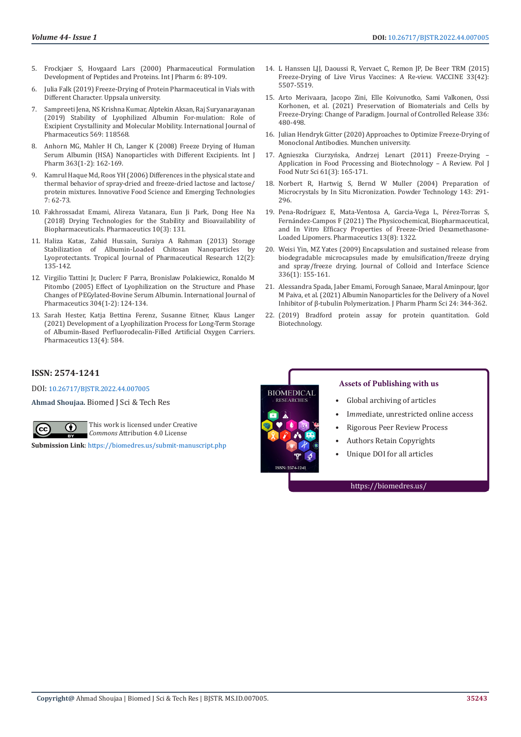5. Frockjaer S, Hovgaard Lars (2000) Pharmaceutical Formulation Development of Peptides and Proteins. Int J Pharm 6: 89-109.
6. Julia Falk (2019) Freeze-Drying of Protein Pharmaceutical in Vials with Different Character. Uppsala university.
7. Sampreeti Jena, NS Krishna Kumar, Alptekin Aksan, Raj Suryanarayanan (2019) Stability of Lyophilized Albumin For-mulation: Role of Excipient Crystallinity and Molecular Mobility. International Journal of Pharmaceutics 569: 118568.
8. Anhorn MG, Mahler H Ch, Langer K (2008) Freeze Drying of Human Serum Albumin (HSA) Nanoparticles with Different Excipients. Int J Pharm 363(1-2): 162-169.
9. Kamrul Haque Md, Roos YH (2006) Differences in the physical state and thermal behavior of spray-dried and freeze-dried lactose and lactose/protein mixtures. Innovative Food Science and Emerging Technologies 7: 62-73.
10. Fakhrossadat Emami, Alireza Vatanara, Eun Ji Park, Dong Hee Na (2018) Drying Technologies for the Stability and Bioavailability of Biopharmaceuticals. Pharmaceutics 10(3): 131.
11. Haliza Katas, Zahid Hussain, Suraiya A Rahman (2013) Storage Stabilization of Albumin-Loaded Chitosan Nanoparticles by Lyoprotectants. Tropical Journal of Pharmaceutical Research 12(2): 135-142.
12. Virgilio Tattini Jr, Duclerc F Parra, Bronislaw Polakiewicz, Ronaldo M Pitombo (2005) Effect of Lyophilization on the Structure and Phase Changes of PEGylated-Bovine Serum Albumin. International Journal of Pharmaceutics 304(1-2): 124-134.
13. Sarah Hester, Katja Bettina Ferenz, Susanne Eitner, Klaus Langer (2021) Development of a Lyophilization Process for Long-Term Storage of Albumin-Based Perfluorodecalin-Filled Artificial Oxygen Carriers. Pharmaceutics 13(4): 584.
14. L Hanssen LJJ, Daoussi R, Vervaet C, Remon JP, De Beer TRM (2015) Freeze-Drying of Live Virus Vaccines: A Re-view. VACCINE 33(42): 5507-5519.
15. Arto Merivaara, Jacopo Zini, Elle Koivunotko, Sami Valkonen, Ossi Korhonen, et al. (2021) Preservation of Biomaterials and Cells by Freeze-Drying: Change of Paradigm. Journal of Controlled Release 336: 480-498.
16. Julian Hendryk Gitter (2020) Approaches to Optimize Freeze-Drying of Monoclonal Antibodies. Munchen university.
17. Agnieszka Ciurzyńska, Andrzej Lenart (2011) Freeze-Drying – Application in Food Processing and Biotechnology – A Review. Pol J Food Nutr Sci 61(3): 165-171.
18. Norbert R, Hartwig S, Bernd W Muller (2004) Preparation of Microcrystals by In Situ Micronization. Powder Technology 143: 291-296.
19. Pena-Rodríguez E, Mata-Ventosa A, Garcia-Vega L, Pérez-Torras S, Fernández-Campos F (2021) The Physicochemical, Biopharmaceutical, and In Vitro Efficacy Properties of Freeze-Dried Dexamethasone-Loaded Lipomers. Pharmaceutics 13(8): 1322.
20. Weisi Yin, MZ Yates (2009) Encapsulation and sustained release from biodegradable microcapsules made by emulsification/freeze drying and spray/freeze drying. Journal of Colloid and Interface Science 336(1): 155-161.
21. Alessandra Spada, Jaber Emami, Forough Sanaee, Maral Aminpour, Igor M Paiva, et al. (2021) Albumin Nanoparticles for the Delivery of a Novel Inhibitor of β-tubulin Polymerization. J Pharm Pharm Sci 24: 344-362.
22. (2019) Bradford protein assay for protein quantitation. Gold Biotechnology.

**ISSN: 2574-1241**

DOI: 10.26717/BJSTR.2022.44.007005

**Ahmad Shoujaa**. Biomed J Sci & Tech Res

This work is licensed under Creative *Commons* Attribution 4.0 License

**Submission Link**: https://biomedres.us/submit-manuscript.php

**Assets of Publishing with us**

- Global archiving of articles
- Immediate, unrestricted online access
- Rigorous Peer Review Process
- Authors Retain Copyrights
- Unique DOI for all articles

https://biomedres.us/